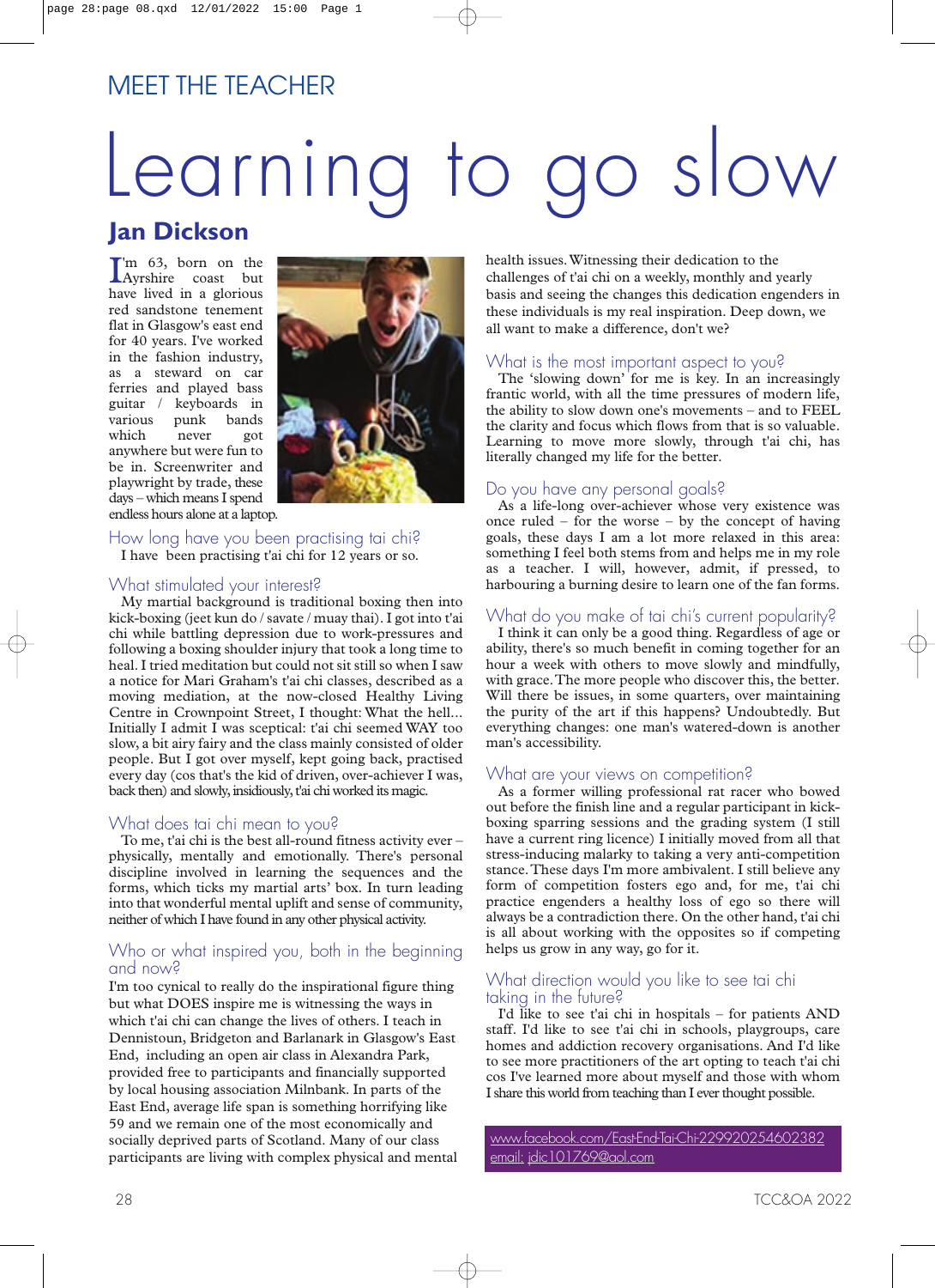## MEET THE TEACHER

# Learning to go slow

## Jan Dickson

I'm 63, born on the Ayrshire coast but have lived in a glorious red sandstone tenement flat in Glasgow's east end for 40 years. I've worked in the fashion industry, as a steward on car ferries and played bass guitar / keyboards in various punk bands which never got anywhere but were fun to be in. Screenwriter and playwright by trade, these days – which means I spend endless hours alone at a laptop.

### How long have you been practising tai chi?

I have been practising t'ai chi for 12 years or so.

### What stimulated your interest?

My martial background is traditional boxing then into kick-boxing (jeet kun do / savate / muay thai). I got into t'ai chi while battling depression due to work-pressures and following a boxing shoulder injury that took a long time to heal. I tried meditation but could not sit still so when I saw a notice for Mari Graham's t'ai chi classes, described as a moving mediation, at the now-closed Healthy Living Centre in Crownpoint Street, I thought: What the hell... Initially I admit I was sceptical: t'ai chi seemed WAY too slow, a bit airy fairy and the class mainly consisted of older people. But I got over myself, kept going back, practised every day (cos that's the kid of driven, over-achiever I was, back then) and slowly, insidiously, t'ai chi worked its magic.

### What does tai chi mean to you?

To me, t'ai chi is the best all-round fitness activity ever – physically, mentally and emotionally. There's personal discipline involved in learning the sequences and the forms, which ticks my martial arts' box. In turn leading into that wonderful mental uplift and sense of community, neither of which I have found in any other physical activity.

### Who or what inspired you, both in the beginning and now?

I'm too cynical to really do the inspirational figure thing but what DOES inspire me is witnessing the ways in which t'ai chi can change the lives of others. I teach in Dennistoun, Bridgeton and Barlanark in Glasgow's East End, including an open air class in Alexandra Park, provided free to participants and financially supported by local housing association Milnbank. In parts of the East End, average life span is something horrifying like 59 and we remain one of the most economically and socially deprived parts of Scotland. Many of our class participants are living with complex physical and mental health issues. Witnessing their dedication to the challenges of t'ai chi on a weekly, monthly and yearly basis and seeing the changes this dedication engenders in these individuals is my real inspiration. Deep down, we all want to make a difference, don't we?

### What is the most important aspect to you?

The 'slowing down' for me is key. In an increasingly frantic world, with all the time pressures of modern life, the ability to slow down one's movements – and to FEEL the clarity and focus which flows from that is so valuable. Learning to move more slowly, through t'ai chi, has literally changed my life for the better.

### Do you have any personal goals?

As a life-long over-achiever whose very existence was once ruled – for the worse – by the concept of having goals, these days I am a lot more relaxed in this area: something I feel both stems from and helps me in my role as a teacher. I will, however, admit, if pressed, to harbouring a burning desire to learn one of the fan forms.

### What do you make of tai chi's current popularity?

I think it can only be a good thing. Regardless of age or ability, there's so much benefit in coming together for an hour a week with others to move slowly and mindfully, with grace. The more people who discover this, the better. Will there be issues, in some quarters, over maintaining the purity of the art if this happens? Undoubtedly. But everything changes: one man's watered-down is another man's accessibility.

### What are your views on competition?

As a former willing professional rat racer who bowed out before the finish line and a regular participant in kick-boxing sparring sessions and the grading system (I still have a current ring licence) I initially moved from all that stress-inducing malarky to taking a very anti-competition stance. These days I'm more ambivalent. I still believe any form of competition fosters ego and, for me, t'ai chi practice engenders a healthy loss of ego so there will always be a contradiction there. On the other hand, t'ai chi is all about working with the opposites so if competing helps us grow in any way, go for it.

### What direction would you like to see tai chi taking in the future?

I'd like to see t'ai chi in hospitals – for patients AND staff. I'd like to see t'ai chi in schools, playgroups, care homes and addiction recovery organisations. And I'd like to see more practitioners of the art opting to teach t'ai chi cos I've learned more about myself and those with whom I share this world from teaching than I ever thought possible.

www.facebook.com/East-End-Tai-Chi-229920254602382
email: jdic101769@aol.com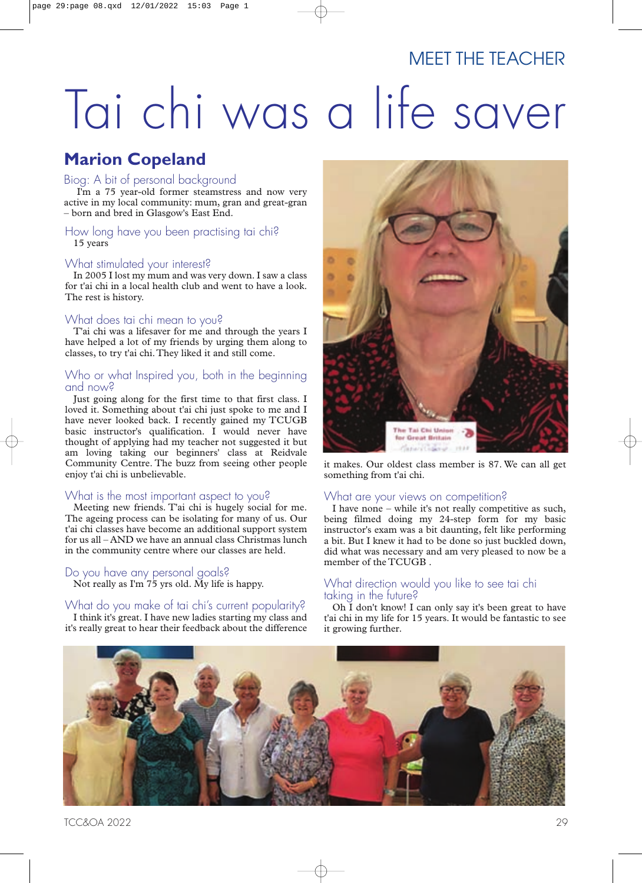MEET THE TEACHER

# Tai chi was a life saver

## Marion Copeland

### Biog: A bit of personal background

I'm a 75 year-old former steamstress and now very active in my local community: mum, gran and great-gran – born and bred in Glasgow's East End.

### How long have you been practising tai chi?

15 years

### What stimulated your interest?

In 2005 I lost my mum and was very down. I saw a class for t'ai chi in a local health club and went to have a look. The rest is history.

### What does tai chi mean to you?

T'ai chi was a lifesaver for me and through the years I have helped a lot of my friends by urging them along to classes, to try t'ai chi. They liked it and still come.

### Who or what Inspired you, both in the beginning and now?

Just going along for the first time to that first class. I loved it. Something about t'ai chi just spoke to me and I have never looked back. I recently gained my TCUGB basic instructor's qualification. I would never have thought of applying had my teacher not suggested it but am loving taking our beginners' class at Reidvale Community Centre. The buzz from seeing other people enjoy t'ai chi is unbelievable.

### What is the most important aspect to you?

Meeting new friends. T'ai chi is hugely social for me. The ageing process can be isolating for many of us. Our t'ai chi classes have become an additional support system for us all – AND we have an annual class Christmas lunch in the community centre where our classes are held.

### Do you have any personal goals?

Not really as I'm 75 yrs old. My life is happy.

### What do you make of tai chi's current popularity?

I think it's great. I have new ladies starting my class and it's really great to hear their feedback about the difference it makes. Our oldest class member is 87. We can all get something from t'ai chi.

### What are your views on competition?

I have none – while it's not really competitive as such, being filmed doing my 24-step form for my basic instructor's exam was a bit daunting, felt like performing a bit. But I knew it had to be done so just buckled down, did what was necessary and am very pleased to now be a member of the TCUGB .

### What direction would you like to see tai chi taking in the future?

Oh I don't know! I can only say it's been great to have t'ai chi in my life for 15 years. It would be fantastic to see it growing further.